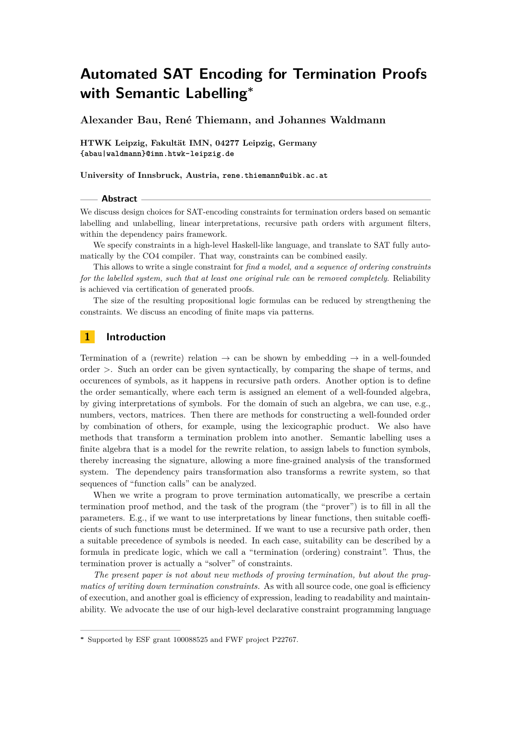# Automated SAT Encoding for Termination Proofs with Semantic Labelling*

**Alexander Bau, René Thiemann, and Johannes Waldmann**

**HTWK Leipzig, Fakultät IMN, 04277 Leipzig, Germany**
{abau|waldmann}@imn.htwk-leipzig.de

**University of Innsbruck, Austria,** rene.thiemann@uibk.ac.at

## Abstract

We discuss design choices for SAT-encoding constraints for termination orders based on semantic labelling and unlabelling, linear interpretations, recursive path orders with argument filters, within the dependency pairs framework.

We specify constraints in a high-level Haskell-like language, and translate to SAT fully automatically by the CO4 compiler. That way, constraints can be combined easily.

This allows to write a single constraint for *find a model, and a sequence of ordering constraints for the labelled system, such that at least one original rule can be removed completely.* Reliability is achieved via certification of generated proofs.

The size of the resulting propositional logic formulas can be reduced by strengthening the constraints. We discuss an encoding of finite maps via patterns.

## 1 Introduction

Termination of a (rewrite) relation $\to$ can be shown by embedding $\to$ in a well-founded order $>$. Such an order can be given syntactically, by comparing the shape of terms, and occurences of symbols, as it happens in recursive path orders. Another option is to define the order semantically, where each term is assigned an element of a well-founded algebra, by giving interpretations of symbols. For the domain of such an algebra, we can use, e.g., numbers, vectors, matrices. Then there are methods for constructing a well-founded order by combination of others, for example, using the lexicographic product. We also have methods that transform a termination problem into another. Semantic labelling uses a finite algebra that is a model for the rewrite relation, to assign labels to function symbols, thereby increasing the signature, allowing a more fine-grained analysis of the transformed system. The dependency pairs transformation also transforms a rewrite system, so that sequences of "function calls" can be analyzed.

When we write a program to prove termination automatically, we prescribe a certain termination proof method, and the task of the program (the "prover") is to fill in all the parameters. E.g., if we want to use interpretations by linear functions, then suitable coefficients of such functions must be determined. If we want to use a recursive path order, then a suitable precedence of symbols is needed. In each case, suitability can be described by a formula in predicate logic, which we call a "termination (ordering) constraint". Thus, the termination prover is actually a "solver" of constraints.

*The present paper is not about new methods of proving termination, but about the pragmatics of writing down termination constraints.* As with all source code, one goal is efficiency of execution, and another goal is efficiency of expression, leading to readability and maintainability. We advocate the use of our high-level declarative constraint programming language

---

* Supported by ESF grant 100088525 and FWF project P22767.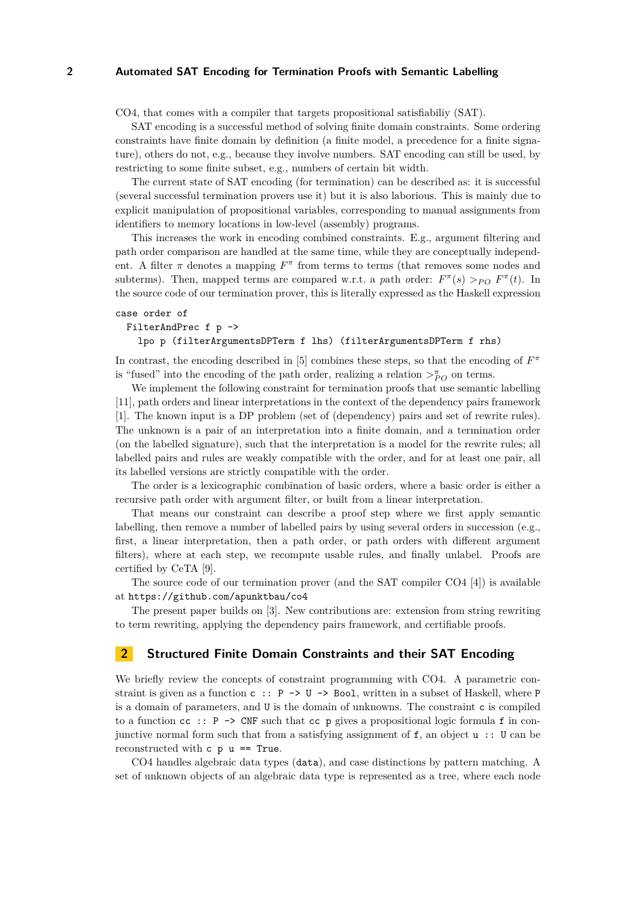CO4, that comes with a compiler that targets propositional satisfiabiliy (SAT).

SAT encoding is a successful method of solving finite domain constraints. Some ordering constraints have finite domain by definition (a finite model, a precedence for a finite signature), others do not, e.g., because they involve numbers. SAT encoding can still be used, by restricting to some finite subset, e.g., numbers of certain bit width.

The current state of SAT encoding (for termination) can be described as: it is successful (several successful termination provers use it) but it is also laborious. This is mainly due to explicit manipulation of propositional variables, corresponding to manual assignments from identifiers to memory locations in low-level (assembly) programs.

This increases the work in encoding combined constraints. E.g., argument filtering and path order comparison are handled at the same time, while they are conceptually independent. A filter $\pi$ denotes a mapping $F^\pi$ from terms to terms (that removes some nodes and subterms). Then, mapped terms are compared w.r.t. a path order: $F^\pi(s) >_{PO} F^\pi(t)$. In the source code of our termination prover, this is literally expressed as the Haskell expression

```
case order of
  FilterAndPrec f p ->
    lpo p (filterArgumentsDPTerm f lhs) (filterArgumentsDPTerm f rhs)
```

In contrast, the encoding described in [5] combines these steps, so that the encoding of $F^\pi$ is "fused" into the encoding of the path order, realizing a relation $>^\pi_{PO}$ on terms.

We implement the following constraint for termination proofs that use semantic labelling [11], path orders and linear interpretations in the context of the dependency pairs framework [1]. The known input is a DP problem (set of (dependency) pairs and set of rewrite rules). The unknown is a pair of an interpretation into a finite domain, and a termination order (on the labelled signature), such that the interpretation is a model for the rewrite rules; all labelled pairs and rules are weakly compatible with the order, and for at least one pair, all its labelled versions are strictly compatible with the order.

The order is a lexicographic combination of basic orders, where a basic order is either a recursive path order with argument filter, or built from a linear interpretation.

That means our constraint can describe a proof step where we first apply semantic labelling, then remove a number of labelled pairs by using several orders in succession (e.g., first, a linear interpretation, then a path order, or path orders with different argument filters), where at each step, we recompute usable rules, and finally unlabel. Proofs are certified by CeTA [9].

The source code of our termination prover (and the SAT compiler CO4 [4]) is available at https://github.com/apunktbau/co4

The present paper builds on [3]. New contributions are: extension from string rewriting to term rewriting, applying the dependency pairs framework, and certifiable proofs.

## 2 Structured Finite Domain Constraints and their SAT Encoding

We briefly review the concepts of constraint programming with CO4. A parametric constraint is given as a function `c :: P -> U -> Bool`, written in a subset of Haskell, where `P` is a domain of parameters, and `U` is the domain of unknowns. The constraint `c` is compiled to a function `cc :: P -> CNF` such that `cc p` gives a propositional logic formula `f` in conjunctive normal form such that from a satisfying assignment of `f`, an object `u :: U` can be reconstructed with `c p u == True`.

CO4 handles algebraic data types (`data`), and case distinctions by pattern matching. A set of unknown objects of an algebraic data type is represented as a tree, where each node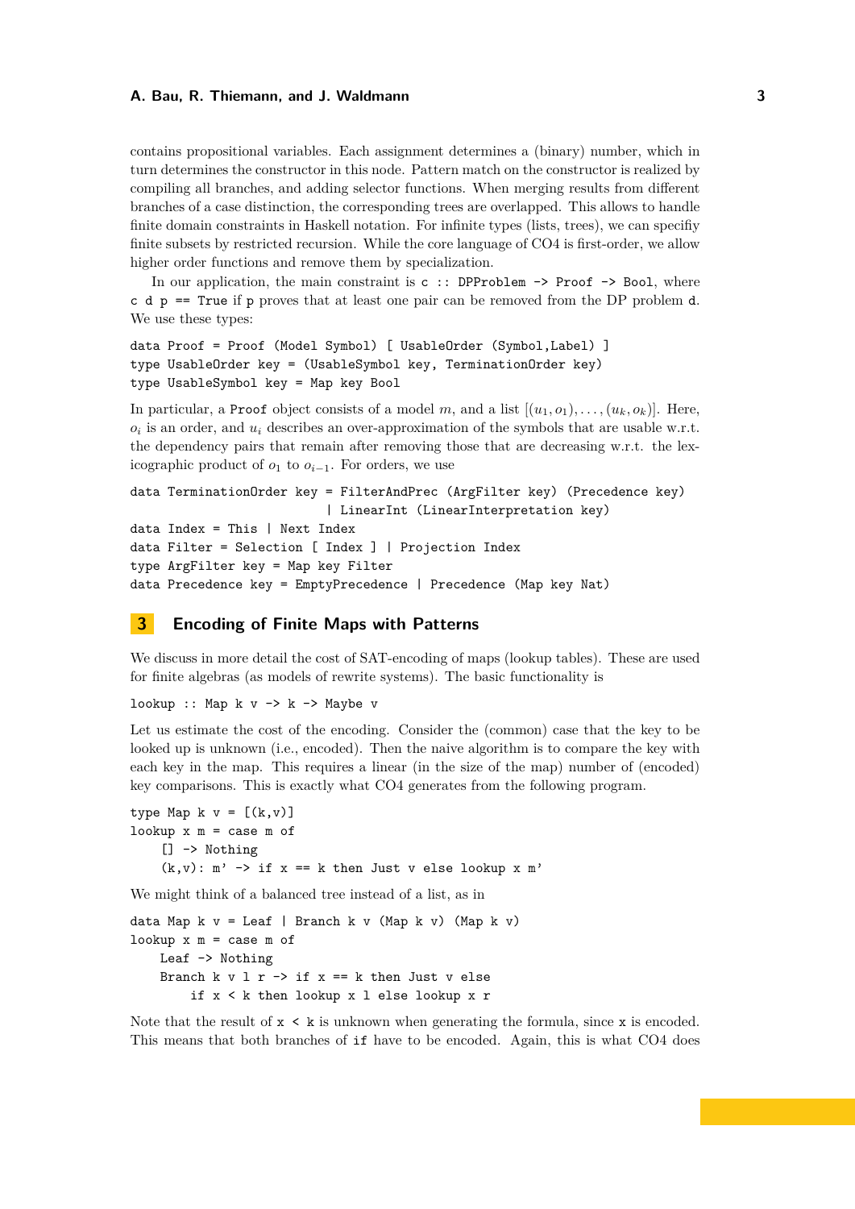contains propositional variables. Each assignment determines a (binary) number, which in turn determines the constructor in this node. Pattern match on the constructor is realized by compiling all branches, and adding selector functions. When merging results from different branches of a case distinction, the corresponding trees are overlapped. This allows to handle finite domain constraints in Haskell notation. For infinite types (lists, trees), we can specify finite subsets by restricted recursion. While the core language of CO4 is first-order, we allow higher order functions and remove them by specialization.

In our application, the main constraint is `c :: DPProblem -> Proof -> Bool`, where `c d p == True` if `p` proves that at least one pair can be removed from the DP problem `d`. We use these types:

```
data Proof = Proof (Model Symbol) [ UsableOrder (Symbol,Label) ]
type UsableOrder key = (UsableSymbol key, TerminationOrder key)
type UsableSymbol key = Map key Bool
```

In particular, a `Proof` object consists of a model $m$, and a list $[(u_1, o_1), \ldots, (u_k, o_k)]$. Here, $o_i$ is an order, and $u_i$ describes an over-approximation of the symbols that are usable w.r.t. the dependency pairs that remain after removing those that are decreasing w.r.t. the lexicographic product of $o_1$ to $o_{i-1}$. For orders, we use

```
data TerminationOrder key = FilterAndPrec (ArgFilter key) (Precedence key)
                          | LinearInt (LinearInterpretation key)
data Index = This | Next Index
data Filter = Selection [ Index ] | Projection Index
type ArgFilter key = Map key Filter
data Precedence key = EmptyPrecedence | Precedence (Map key Nat)
```

## 3 Encoding of Finite Maps with Patterns

We discuss in more detail the cost of SAT-encoding of maps (lookup tables). These are used for finite algebras (as models of rewrite systems). The basic functionality is

```
lookup :: Map k v -> k -> Maybe v
```

Let us estimate the cost of the encoding. Consider the (common) case that the key to be looked up is unknown (i.e., encoded). Then the naive algorithm is to compare the key with each key in the map. This requires a linear (in the size of the map) number of (encoded) key comparisons. This is exactly what CO4 generates from the following program.

```
type Map k v = [(k,v)]
lookup x m = case m of
    [] -> Nothing
    (k,v): m' -> if x == k then Just v else lookup x m'
```

We might think of a balanced tree instead of a list, as in

```
data Map k v = Leaf | Branch k v (Map k v) (Map k v)
lookup x m = case m of
    Leaf -> Nothing
    Branch k v l r -> if x == k then Just v else
        if x < k then lookup x l else lookup x r
```

Note that the result of `x < k` is unknown when generating the formula, since `x` is encoded. This means that both branches of `if` have to be encoded. Again, this is what CO4 does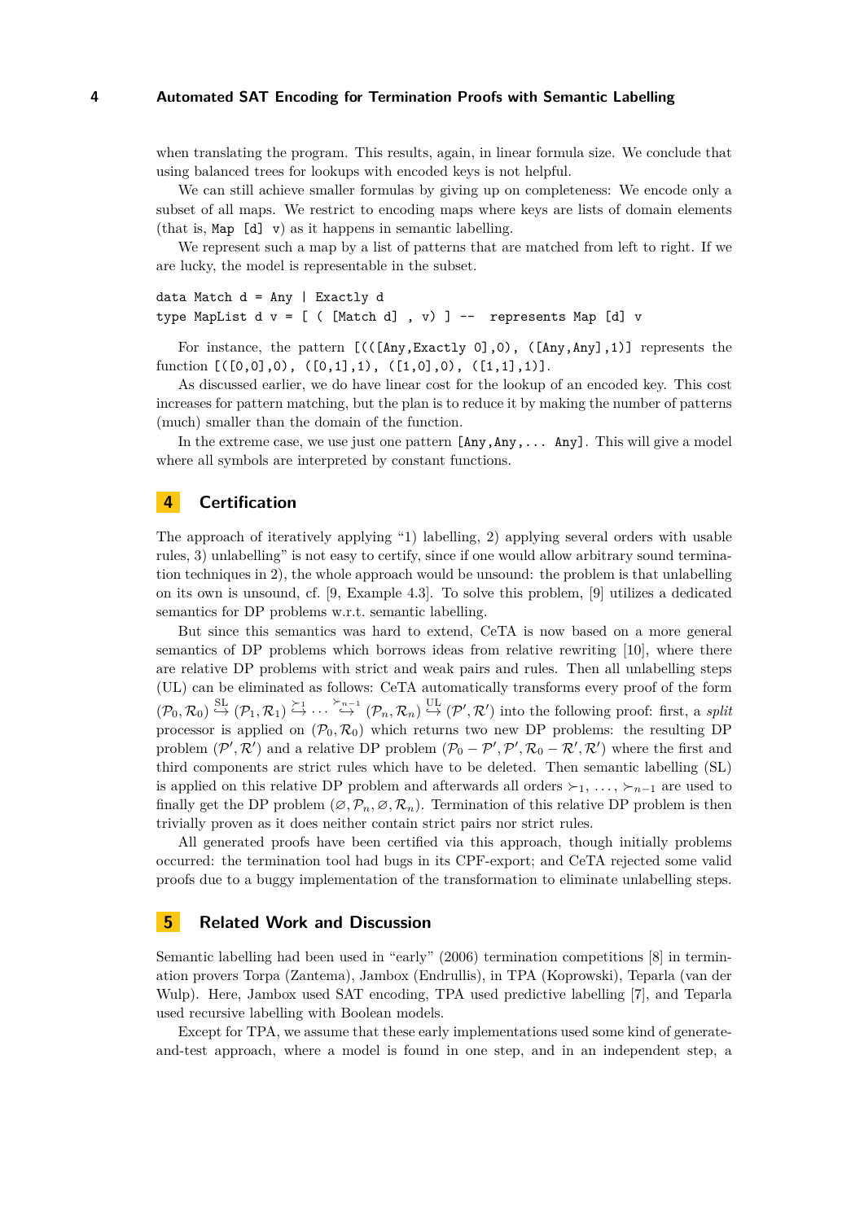when translating the program. This results, again, in linear formula size. We conclude that using balanced trees for lookups with encoded keys is not helpful.

We can still achieve smaller formulas by giving up on completeness: We encode only a subset of all maps. We restrict to encoding maps where keys are lists of domain elements (that is, `Map [d] v`) as it happens in semantic labelling.

We represent such a map by a list of patterns that are matched from left to right. If we are lucky, the model is representable in the subset.

```
data Match d = Any | Exactly d
type MapList d v = [ ( [Match d] , v) ] --  represents Map [d] v
```

For instance, the pattern `[(([Any,Exactly 0],0), ([Any,Any],1)]` represents the function `[([0,0],0), ([0,1],1), ([1,0],0), ([1,1],1)]`.

As discussed earlier, we do have linear cost for the lookup of an encoded key. This cost increases for pattern matching, but the plan is to reduce it by making the number of patterns (much) smaller than the domain of the function.

In the extreme case, we use just one pattern `[Any,Any,... Any]`. This will give a model where all symbols are interpreted by constant functions.

## 4 Certification

The approach of iteratively applying "1) labelling, 2) applying several orders with usable rules, 3) unlabelling" is not easy to certify, since if one would allow arbitrary sound termination techniques in 2), the whole approach would be unsound: the problem is that unlabelling on its own is unsound, cf. [9, Example 4.3]. To solve this problem, [9] utilizes a dedicated semantics for DP problems w.r.t. semantic labelling.

But since this semantics was hard to extend, CeTA is now based on a more general semantics of DP problems which borrows ideas from relative rewriting [10], where there are relative DP problems with strict and weak pairs and rules. Then all unlabelling steps (UL) can be eliminated as follows: CeTA automatically transforms every proof of the form $(\mathcal{P}_0, \mathcal{R}_0) \overset{\text{SL}}{\hookrightarrow} (\mathcal{P}_1, \mathcal{R}_1) \overset{\succ_1}{\hookrightarrow} \cdots \overset{\succ_{n-1}}{\hookrightarrow} (\mathcal{P}_n, \mathcal{R}_n) \overset{\text{UL}}{\hookrightarrow} (\mathcal{P}', \mathcal{R}')$ into the following proof: first, a *split* processor is applied on $(\mathcal{P}_0, \mathcal{R}_0)$ which returns two new DP problems: the resulting DP problem $(\mathcal{P}', \mathcal{R}')$ and a relative DP problem $(\mathcal{P}_0 - \mathcal{P}', \mathcal{P}', \mathcal{R}_0 - \mathcal{R}', \mathcal{R}')$ where the first and third components are strict rules which have to be deleted. Then semantic labelling (SL) is applied on this relative DP problem and afterwards all orders $\succ_1, \ldots, \succ_{n-1}$ are used to finally get the DP problem $(\varnothing, \mathcal{P}_n, \varnothing, \mathcal{R}_n)$. Termination of this relative DP problem is then trivially proven as it does neither contain strict pairs nor strict rules.

All generated proofs have been certified via this approach, though initially problems occurred: the termination tool had bugs in its CPF-export; and CeTA rejected some valid proofs due to a buggy implementation of the transformation to eliminate unlabelling steps.

## 5 Related Work and Discussion

Semantic labelling had been used in "early" (2006) termination competitions [8] in termination provers Torpa (Zantema), Jambox (Endrullis), in TPA (Koprowski), Teparla (van der Wulp). Here, Jambox used SAT encoding, TPA used predictive labelling [7], and Teparla used recursive labelling with Boolean models.

Except for TPA, we assume that these early implementations used some kind of generate-and-test approach, where a model is found in one step, and in an independent step, a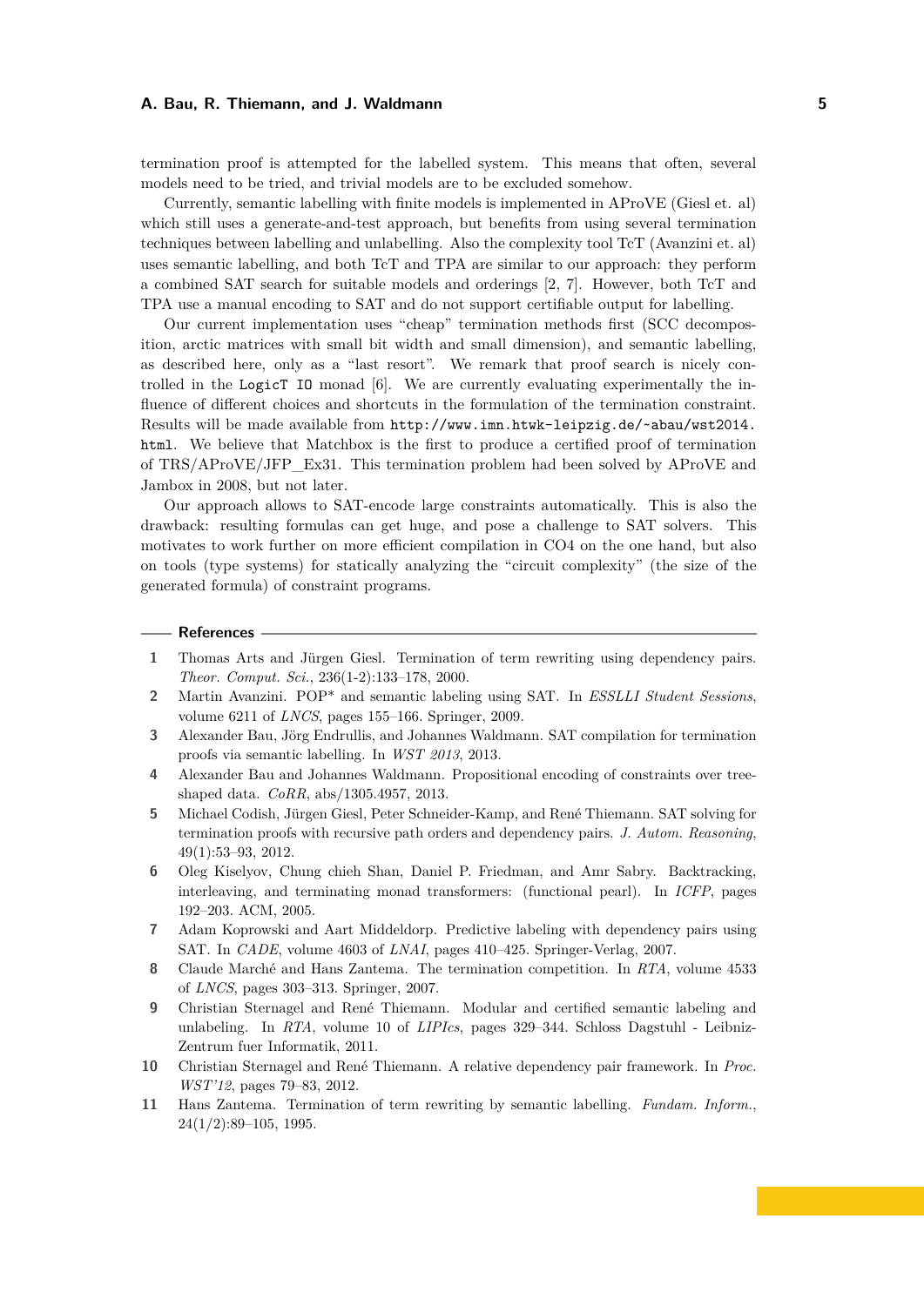termination proof is attempted for the labelled system. This means that often, several models need to be tried, and trivial models are to be excluded somehow.

Currently, semantic labelling with finite models is implemented in AProVE (Giesl et. al) which still uses a generate-and-test approach, but benefits from using several termination techniques between labelling and unlabelling. Also the complexity tool TcT (Avanzini et. al) uses semantic labelling, and both TcT and TPA are similar to our approach: they perform a combined SAT search for suitable models and orderings [2, 7]. However, both TcT and TPA use a manual encoding to SAT and do not support certifiable output for labelling.

Our current implementation uses "cheap" termination methods first (SCC decomposition, arctic matrices with small bit width and small dimension), and semantic labelling, as described here, only as a "last resort". We remark that proof search is nicely controlled in the `LogicT IO` monad [6]. We are currently evaluating experimentally the influence of different choices and shortcuts in the formulation of the termination constraint. Results will be made available from `http://www.imn.htwk-leipzig.de/~abau/wst2014.html`. We believe that Matchbox is the first to produce a certified proof of termination of TRS/AProVE/JFP_Ex31. This termination problem had been solved by AProVE and Jambox in 2008, but not later.

Our approach allows to SAT-encode large constraints automatically. This is also the drawback: resulting formulas can get huge, and pose a challenge to SAT solvers. This motivates to work further on more efficient compilation in CO4 on the one hand, but also on tools (type systems) for statically analyzing the "circuit complexity" (the size of the generated formula) of constraint programs.

## References

1. Thomas Arts and Jürgen Giesl. Termination of term rewriting using dependency pairs. *Theor. Comput. Sci.*, 236(1-2):133–178, 2000.
2. Martin Avanzini. POP* and semantic labeling using SAT. In *ESSLLI Student Sessions*, volume 6211 of *LNCS*, pages 155–166. Springer, 2009.
3. Alexander Bau, Jörg Endrullis, and Johannes Waldmann. SAT compilation for termination proofs via semantic labelling. In *WST 2013*, 2013.
4. Alexander Bau and Johannes Waldmann. Propositional encoding of constraints over tree-shaped data. *CoRR*, abs/1305.4957, 2013.
5. Michael Codish, Jürgen Giesl, Peter Schneider-Kamp, and René Thiemann. SAT solving for termination proofs with recursive path orders and dependency pairs. *J. Autom. Reasoning*, 49(1):53–93, 2012.
6. Oleg Kiselyov, Chung chieh Shan, Daniel P. Friedman, and Amr Sabry. Backtracking, interleaving, and terminating monad transformers: (functional pearl). In *ICFP*, pages 192–203. ACM, 2005.
7. Adam Koprowski and Aart Middeldorp. Predictive labeling with dependency pairs using SAT. In *CADE*, volume 4603 of *LNAI*, pages 410–425. Springer-Verlag, 2007.
8. Claude Marché and Hans Zantema. The termination competition. In *RTA*, volume 4533 of *LNCS*, pages 303–313. Springer, 2007.
9. Christian Sternagel and René Thiemann. Modular and certified semantic labeling and unlabeling. In *RTA*, volume 10 of *LIPIcs*, pages 329–344. Schloss Dagstuhl - Leibniz-Zentrum fuer Informatik, 2011.
10. Christian Sternagel and René Thiemann. A relative dependency pair framework. In *Proc. WST'12*, pages 79–83, 2012.
11. Hans Zantema. Termination of term rewriting by semantic labelling. *Fundam. Inform.*, 24(1/2):89–105, 1995.